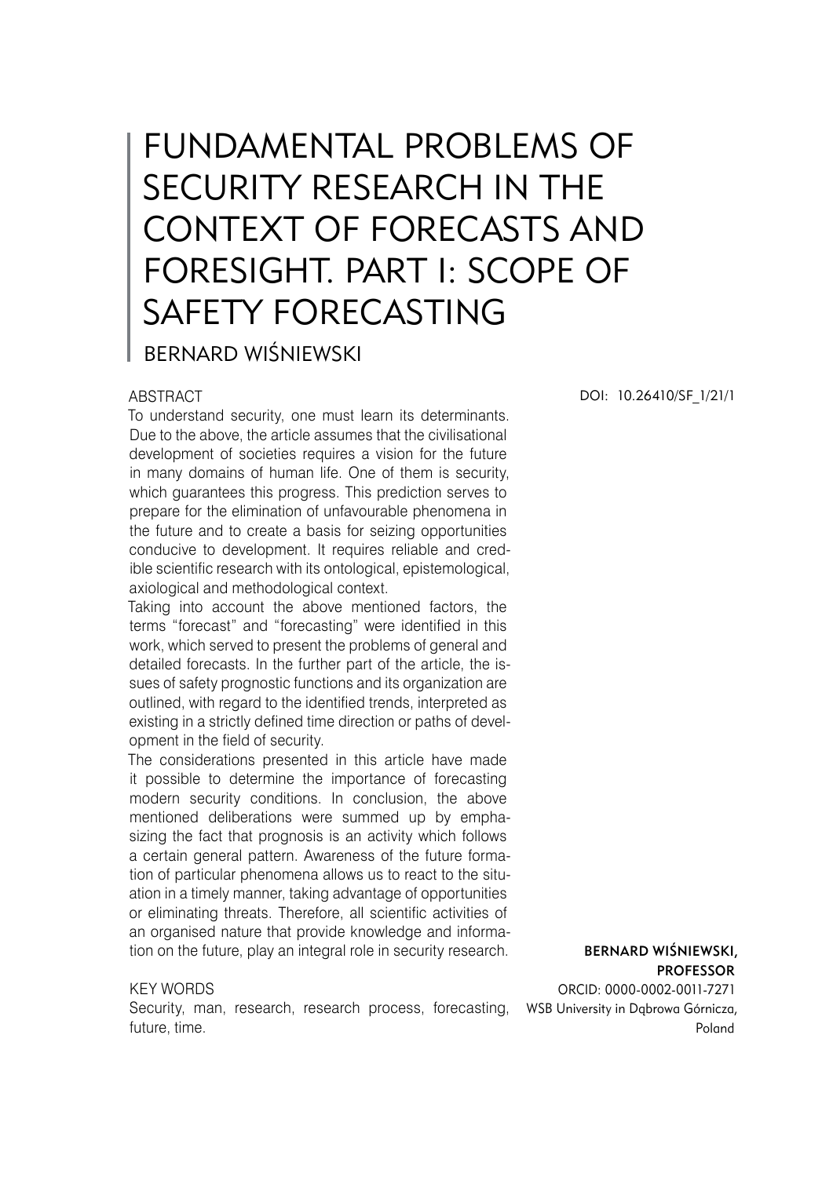# FUNDAMENTAL PROBLEMS OF SECURITY RESEARCH IN THE CONTEXT OF FORECASTS AND FORESIGHT. PART I: SCOPE OF SAFETY FORECASTING

BERNARD WIŚNIEWSKI

DOI: 10.26410/SF_1/21/1

## ABSTRACT

To understand security, one must learn its determinants. Due to the above, the article assumes that the civilisational development of societies requires a vision for the future in many domains of human life. One of them is security, which guarantees this progress. This prediction serves to prepare for the elimination of unfavourable phenomena in the future and to create a basis for seizing opportunities conducive to development. It requires reliable and credible scientific research with its ontological, epistemological, axiological and methodological context.

Taking into account the above mentioned factors, the terms "forecast" and "forecasting" were identified in this work, which served to present the problems of general and detailed forecasts. In the further part of the article, the issues of safety prognostic functions and its organization are outlined, with regard to the identified trends, interpreted as existing in a strictly defined time direction or paths of development in the field of security.

The considerations presented in this article have made it possible to determine the importance of forecasting modern security conditions. In conclusion, the above mentioned deliberations were summed up by emphasizing the fact that prognosis is an activity which follows a certain general pattern. Awareness of the future formation of particular phenomena allows us to react to the situation in a timely manner, taking advantage of opportunities or eliminating threats. Therefore, all scientific activities of an organised nature that provide knowledge and information on the future, play an integral role in security research.

## KEY WORDS

Security, man, research, research process, forecasting, future, time.

**BERNARD WIŚNIEWSKI, PROFESSOR**
ORCID: 0000-0002-0011-7271
WSB University in Dąbrowa Górnicza, Poland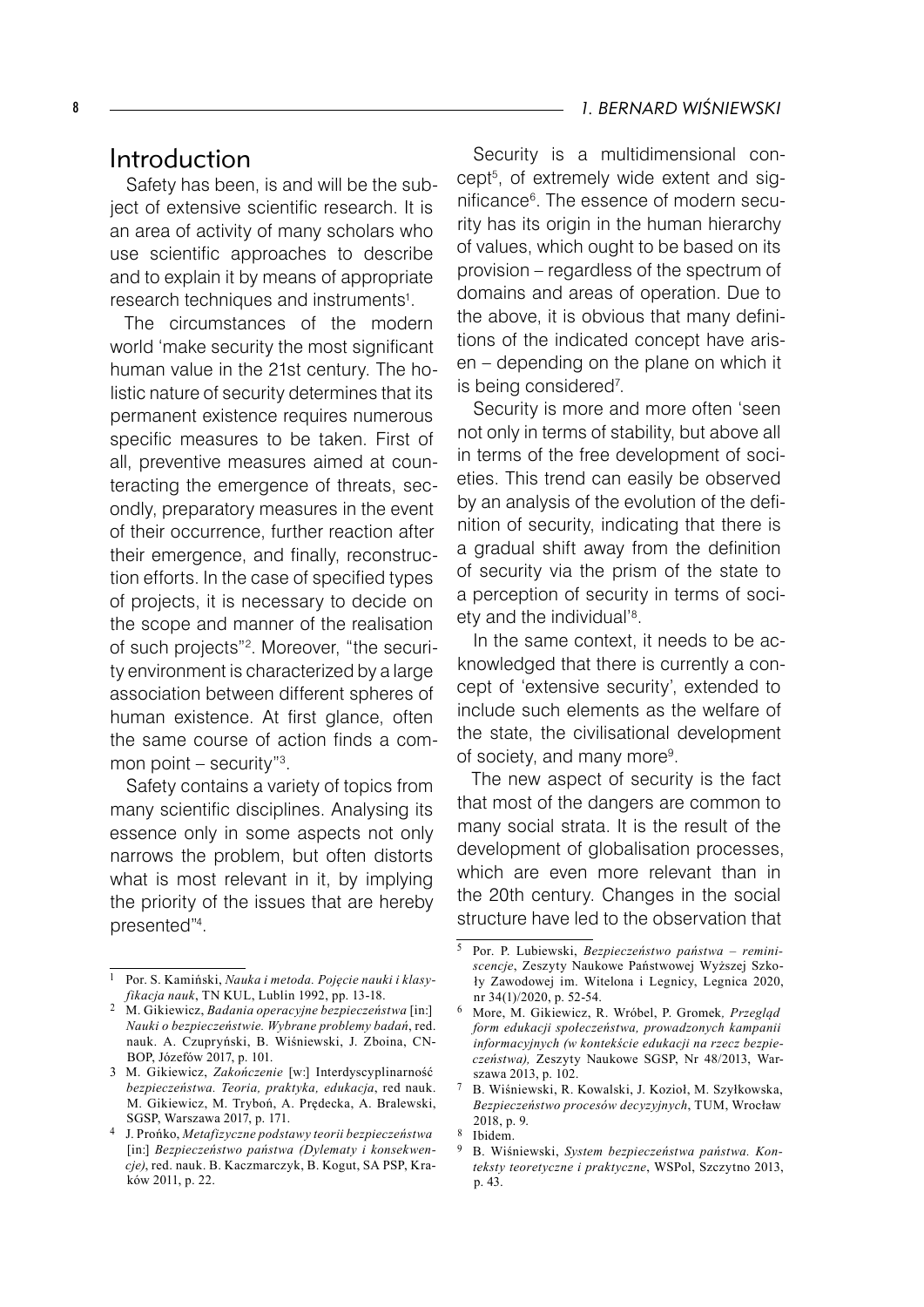## Introduction

Safety has been, is and will be the subject of extensive scientific research. It is an area of activity of many scholars who use scientific approaches to describe and to explain it by means of appropriate research techniques and instruments[1].

The circumstances of the modern world 'make security the most significant human value in the 21st century. The holistic nature of security determines that its permanent existence requires numerous specific measures to be taken. First of all, preventive measures aimed at counteracting the emergence of threats, secondly, preparatory measures in the event of their occurrence, further reaction after their emergence, and finally, reconstruction efforts. In the case of specified types of projects, it is necessary to decide on the scope and manner of the realisation of such projects"[2]. Moreover, "the security environment is characterized by a large association between different spheres of human existence. At first glance, often the same course of action finds a common point – security"[3].

Safety contains a variety of topics from many scientific disciplines. Analysing its essence only in some aspects not only narrows the problem, but often distorts what is most relevant in it, by implying the priority of the issues that are hereby presented"[4].

Security is a multidimensional concept[5], of extremely wide extent and significance[6]. The essence of modern security has its origin in the human hierarchy of values, which ought to be based on its provision – regardless of the spectrum of domains and areas of operation. Due to the above, it is obvious that many definitions of the indicated concept have arisen – depending on the plane on which it is being considered[7].

Security is more and more often 'seen not only in terms of stability, but above all in terms of the free development of societies. This trend can easily be observed by an analysis of the evolution of the definition of security, indicating that there is a gradual shift away from the definition of security via the prism of the state to a perception of security in terms of society and the individual'[8].

In the same context, it needs to be acknowledged that there is currently a concept of 'extensive security', extended to include such elements as the welfare of the state, the civilisational development of society, and many more[9].

The new aspect of security is the fact that most of the dangers are common to many social strata. It is the result of the development of globalisation processes, which are even more relevant than in the 20th century. Changes in the social structure have led to the observation that

---

1 Por. S. Kamiński, *Nauka i metoda. Pojęcie nauki i klasyfikacja nauk*, TN KUL, Lublin 1992, pp. 13-18.

2 M. Gikiewicz, *Badania operacyjne bezpieczeństwa* [in:] *Nauki o bezpieczeństwie. Wybrane problemy badań*, red. nauk. A. Czupryński, B. Wiśniewski, J. Zboina, CNBOP, Józefów 2017, p. 101.

3 M. Gikiewicz, *Zakończenie* [w:] Interdyscyplinarność *bezpieczeństwa. Teoria, praktyka, edukacja*, red nauk. M. Gikiewicz, M. Tryboń, A. Prędecka, A. Bralewski, SGSP, Warszawa 2017, p. 171.

4 J. Prońko, *Metafizyczne podstawy teorii bezpieczeństwa* [in:] *Bezpieczeństwo państwa (Dylematy i konsekwencje)*, red. nauk. B. Kaczmarczyk, B. Kogut, SA PSP, Kraków 2011, p. 22.

5 Por. P. Lubiewski, *Bezpieczeństwo państwa – reminiscencje*, Zeszyty Naukowe Państwowej Wyższej Szkoły Zawodowej im. Witelona i Legnicy, Legnica 2020, nr 34(1)/2020, p. 52-54.

6 More, M. Gikiewicz, R. Wróbel, P. Gromek, *Przegląd form edukacji społeczeństwa, prowadzonych kampanii informacyjnych (w kontekście edukacji na rzecz bezpieczeństwa),* Zeszyty Naukowe SGSP, Nr 48/2013, Warszawa 2013, p. 102.

7 B. Wiśniewski, R. Kowalski, J. Kozioł, M. Szyłkowska, *Bezpieczeństwo procesów decyzyjnych*, TUM, Wrocław 2018, p. 9.

8 Ibidem.

9 B. Wiśniewski, *System bezpieczeństwa państwa. Konteksty teoretyczne i praktyczne*, WSPol, Szczytno 2013, p. 43.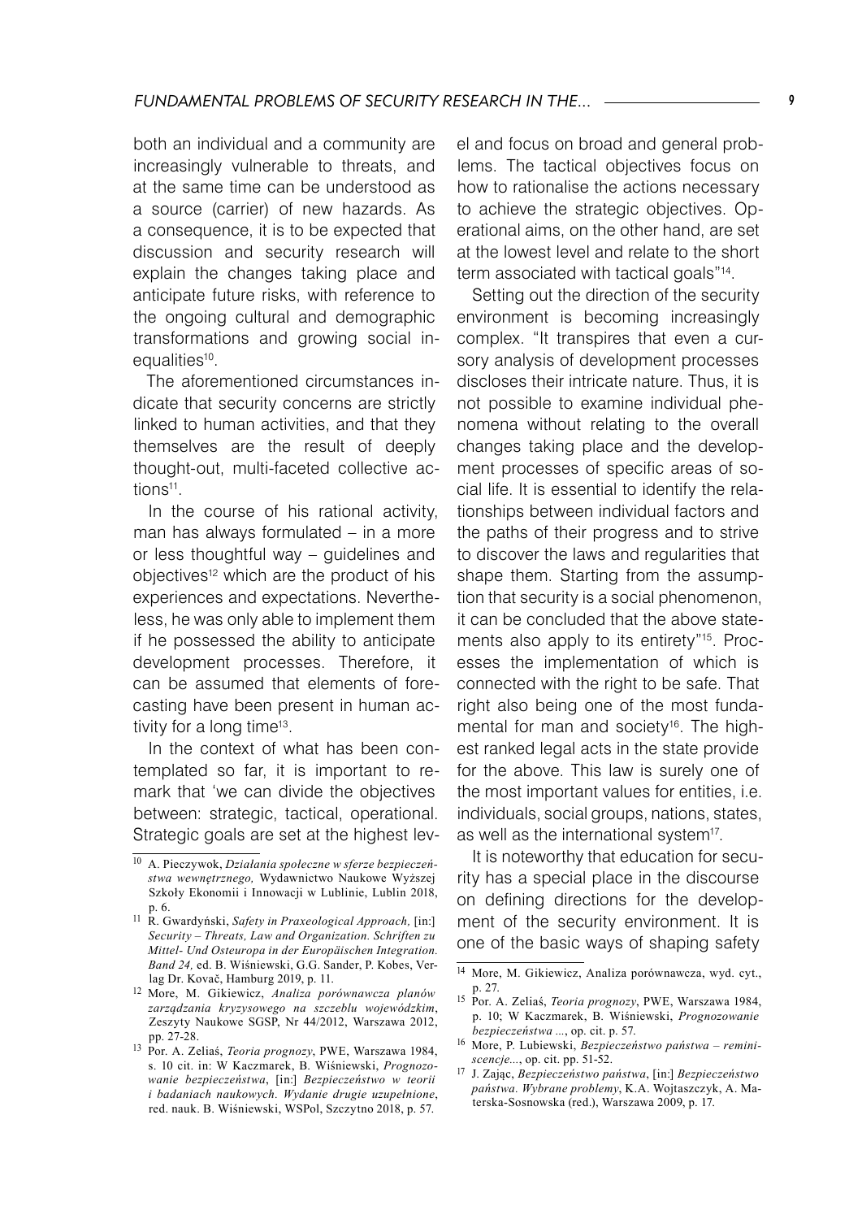both an individual and a community are increasingly vulnerable to threats, and at the same time can be understood as a source (carrier) of new hazards. As a consequence, it is to be expected that discussion and security research will explain the changes taking place and anticipate future risks, with reference to the ongoing cultural and demographic transformations and growing social inequalities[10].

The aforementioned circumstances indicate that security concerns are strictly linked to human activities, and that they themselves are the result of deeply thought-out, multi-faceted collective actions[11].

In the course of his rational activity, man has always formulated – in a more or less thoughtful way – guidelines and objectives[12] which are the product of his experiences and expectations. Nevertheless, he was only able to implement them if he possessed the ability to anticipate development processes. Therefore, it can be assumed that elements of forecasting have been present in human activity for a long time[13].

In the context of what has been contemplated so far, it is important to remark that 'we can divide the objectives between: strategic, tactical, operational. Strategic goals are set at the highest level and focus on broad and general problems. The tactical objectives focus on how to rationalise the actions necessary to achieve the strategic objectives. Operational aims, on the other hand, are set at the lowest level and relate to the short term associated with tactical goals"[14].

Setting out the direction of the security environment is becoming increasingly complex. "It transpires that even a cursory analysis of development processes discloses their intricate nature. Thus, it is not possible to examine individual phenomena without relating to the overall changes taking place and the development processes of specific areas of social life. It is essential to identify the relationships between individual factors and the paths of their progress and to strive to discover the laws and regularities that shape them. Starting from the assumption that security is a social phenomenon, it can be concluded that the above statements also apply to its entirety"[15]. Processes the implementation of which is connected with the right to be safe. That right also being one of the most fundamental for man and society[16]. The highest ranked legal acts in the state provide for the above. This law is surely one of the most important values for entities, i.e. individuals, social groups, nations, states, as well as the international system[17].

It is noteworthy that education for security has a special place in the discourse on defining directions for the development of the security environment. It is one of the basic ways of shaping safety

---

[10] A. Pieczywok, *Działania społeczne w sferze bezpieczeństwa wewnętrznego,* Wydawnictwo Naukowe Wyższej Szkoły Ekonomii i Innowacji w Lublinie, Lublin 2018, p. 6.

[11] R. Gwardyński, *Safety in Praxeological Approach,* [in:] *Security – Threats, Law and Organization. Schriften zu Mittel- Und Osteuropa in der Europäischen Integration. Band 24,* ed. B. Wiśniewski, G.G. Sander, P. Kobes, Verlag Dr. Kovač, Hamburg 2019, p. 11.

[12] More, M. Gikiewicz, *Analiza porównawcza planów zarządzania kryzysowego na szczeblu wojewódzkim*, Zeszyty Naukowe SGSP, Nr 44/2012, Warszawa 2012, pp. 27-28.

[13] Por. A. Zeliaś, *Teoria prognozy*, PWE, Warszawa 1984, s. 10 cit. in: W Kaczmarek, B. Wiśniewski, *Prognozowanie bezpieczeństwa*, [in:] *Bezpieczeństwo w teorii i badaniach naukowych. Wydanie drugie uzupełnione*, red. nauk. B. Wiśniewski, WSPol, Szczytno 2018, p. 57.

[14] More, M. Gikiewicz, Analiza porównawcza, wyd. cyt., p. 27.

[15] Por. A. Zeliaś, *Teoria prognozy*, PWE, Warszawa 1984, p. 10; W Kaczmarek, B. Wiśniewski, *Prognozowanie bezpieczeństwa ...*, op. cit. p. 57.

[16] More, P. Lubiewski, *Bezpieczeństwo państwa – reminiscencje...*, op. cit. pp. 51-52.

[17] J. Zając, *Bezpieczeństwo państwa*, [in:] *Bezpieczeństwo państwa. Wybrane problemy*, K.A. Wojtaszczyk, A. Materska-Sosnowska (red.), Warszawa 2009, p. 17.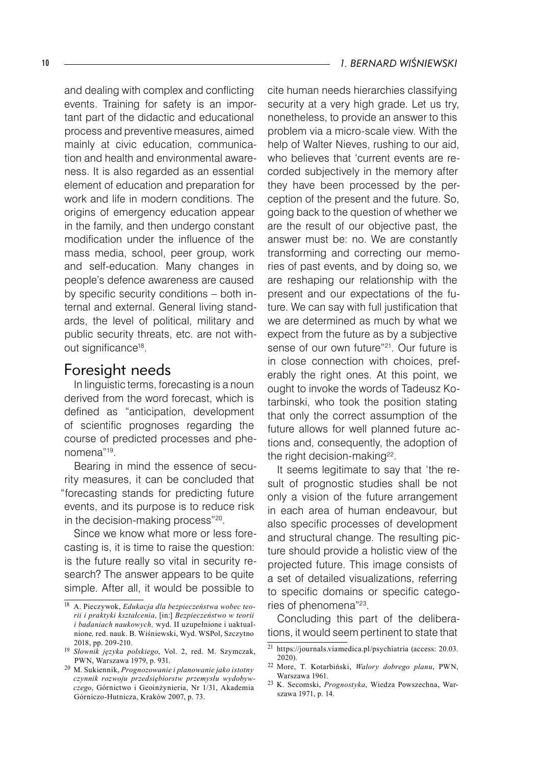and dealing with complex and conflicting events. Training for safety is an important part of the didactic and educational process and preventive measures, aimed mainly at civic education, communication and health and environmental awareness. It is also regarded as an essential element of education and preparation for work and life in modern conditions. The origins of emergency education appear in the family, and then undergo constant modification under the influence of the mass media, school, peer group, work and self-education. Many changes in people's defence awareness are caused by specific security conditions – both internal and external. General living standards, the level of political, military and public security threats, etc. are not without significance[18].

## Foresight needs

In linguistic terms, forecasting is a noun derived from the word forecast, which is defined as "anticipation, development of scientific prognoses regarding the course of predicted processes and phenomena"[19].

Bearing in mind the essence of security measures, it can be concluded that "forecasting stands for predicting future events, and its purpose is to reduce risk in the decision-making process"[20].

Since we know what more or less forecasting is, it is time to raise the question: is the future really so vital in security research? The answer appears to be quite simple. After all, it would be possible to cite human needs hierarchies classifying security at a very high grade. Let us try, nonetheless, to provide an answer to this problem via a micro-scale view. With the help of Walter Nieves, rushing to our aid, who believes that 'current events are recorded subjectively in the memory after they have been processed by the perception of the present and the future. So, going back to the question of whether we are the result of our objective past, the answer must be: no. We are constantly transforming and correcting our memories of past events, and by doing so, we are reshaping our relationship with the present and our expectations of the future. We can say with full justification that we are determined as much by what we expect from the future as by a subjective sense of our own future"[21]. Our future is in close connection with choices, preferably the right ones. At this point, we ought to invoke the words of Tadeusz Kotarbinski, who took the position stating that only the correct assumption of the future allows for well planned future actions and, consequently, the adoption of the right decision-making[22].

It seems legitimate to say that 'the result of prognostic studies shall be not only a vision of the future arrangement in each area of human endeavour, but also specific processes of development and structural change. The resulting picture should provide a holistic view of the projected future. This image consists of a set of detailed visualizations, referring to specific domains or specific categories of phenomena"[23].

Concluding this part of the deliberations, it would seem pertinent to state that

---

[18] A. Pieczywok, *Edukacja dla bezpieczeństwa wobec teorii i praktyki kształcenia*, [in:] *Bezpieczeństwo w teorii i badaniach naukowych,* wyd. II uzupełnione i uaktualnione*,* red. nauk. B. Wiśniewski, Wyd. WSPol, Szczytno 2018, pp. 209-210.

[19] *Słownik języka polskiego*, Vol. 2, red. M. Szymczak, PWN, Warszawa 1979, p. 931.

[20] M. Sukiennik, *Prognozowanie i planowanie jako istotny czynnik rozwoju przedsiębiorstw przemysłu wydobywczego*, Górnictwo i Geoinżynieria, Nr 1/31, Akademia Górniczo-Hutnicza, Kraków 2007, p. 73.

[21] https://journals.viamedica.pl/psychiatria (access: 20.03. 2020).

[22] More, T. Kotarbiński, *Walory dobrego planu*, PWN, Warszawa 1961.

[23] K. Secomski, *Prognostyka*, Wiedza Powszechna, Warszawa 1971, p. 14.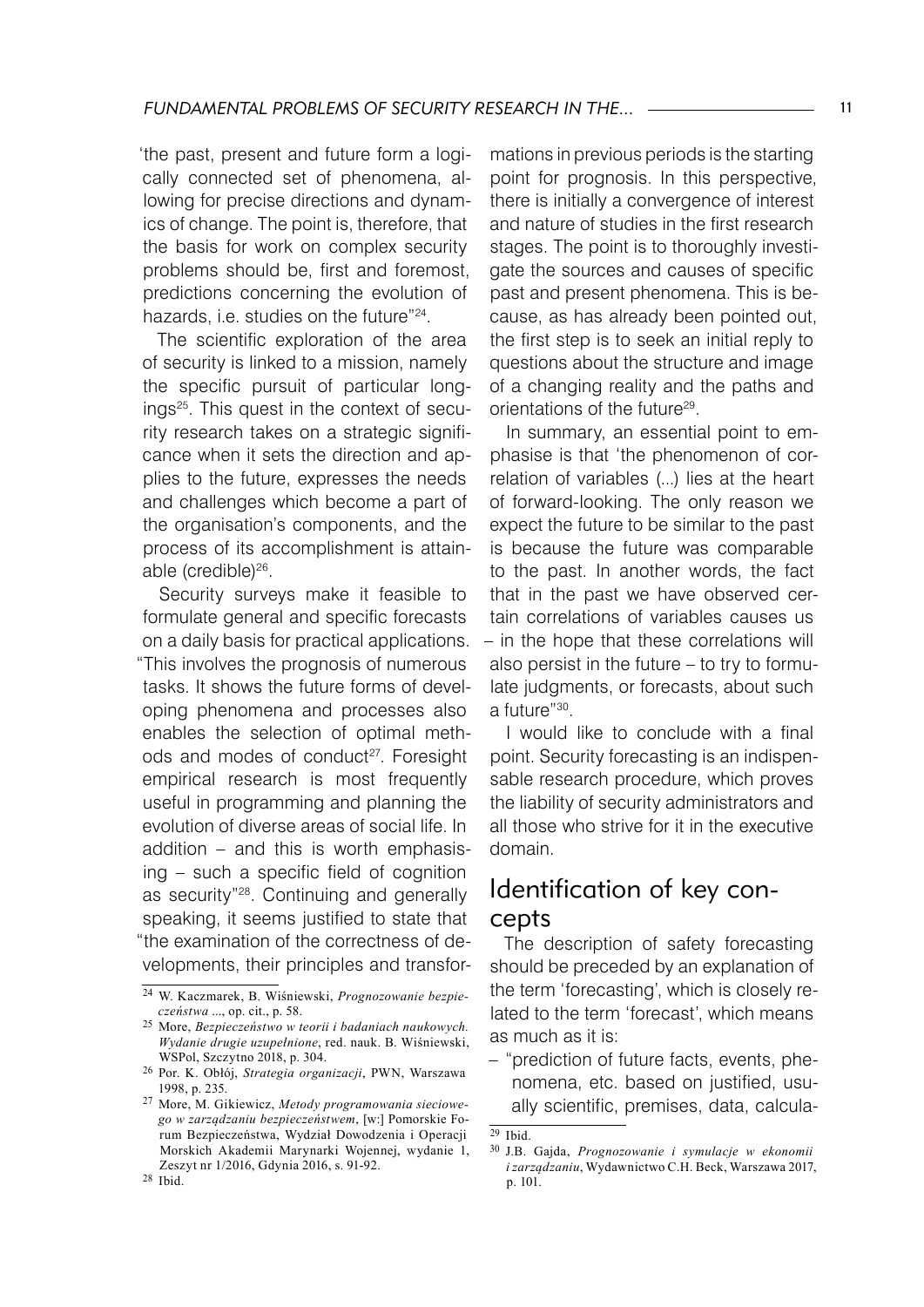'the past, present and future form a logically connected set of phenomena, allowing for precise directions and dynamics of change. The point is, therefore, that the basis for work on complex security problems should be, first and foremost, predictions concerning the evolution of hazards, i.e. studies on the future"[24].

The scientific exploration of the area of security is linked to a mission, namely the specific pursuit of particular longings[25]. This quest in the context of security research takes on a strategic significance when it sets the direction and applies to the future, expresses the needs and challenges which become a part of the organisation's components, and the process of its accomplishment is attainable (credible)[26].

Security surveys make it feasible to formulate general and specific forecasts on a daily basis for practical applications. "This involves the prognosis of numerous tasks. It shows the future forms of developing phenomena and processes also enables the selection of optimal methods and modes of conduct[27]. Foresight empirical research is most frequently useful in programming and planning the evolution of diverse areas of social life. In addition – and this is worth emphasising – such a specific field of cognition as security"[28]. Continuing and generally speaking, it seems justified to state that "the examination of the correctness of developments, their principles and transformations in previous periods is the starting point for prognosis. In this perspective, there is initially a convergence of interest and nature of studies in the first research stages. The point is to thoroughly investigate the sources and causes of specific past and present phenomena. This is because, as has already been pointed out, the first step is to seek an initial reply to questions about the structure and image of a changing reality and the paths and orientations of the future[29].

In summary, an essential point to emphasise is that 'the phenomenon of correlation of variables (...) lies at the heart of forward-looking. The only reason we expect the future to be similar to the past is because the future was comparable to the past. In another words, the fact that in the past we have observed certain correlations of variables causes us – in the hope that these correlations will also persist in the future – to try to formulate judgments, or forecasts, about such a future"[30].

I would like to conclude with a final point. Security forecasting is an indispensable research procedure, which proves the liability of security administrators and all those who strive for it in the executive domain.

## Identification of key concepts

The description of safety forecasting should be preceded by an explanation of the term 'forecasting', which is closely related to the term 'forecast', which means as much as it is:

– "prediction of future facts, events, phenomena, etc. based on justified, usually scientific, premises, data, calcula-

---

[24] W. Kaczmarek, B. Wiśniewski, *Prognozowanie bezpieczeństwa ...*, op. cit., p. 58.

[25] More, *Bezpieczeństwo w teorii i badaniach naukowych. Wydanie drugie uzupełnione*, red. nauk. B. Wiśniewski, WSPol, Szczytno 2018, p. 304.

[26] Por. K. Obłój, *Strategia organizacji*, PWN, Warszawa 1998, p. 235.

[27] More, M. Gikiewicz, *Metody programowania sieciowego w zarządzaniu bezpieczeństwem*, [w:] Pomorskie Forum Bezpieczeństwa, Wydział Dowodzenia i Operacji Morskich Akademii Marynarki Wojennej, wydanie 1, Zeszyt nr 1/2016, Gdynia 2016, s. 91-92.

[28] Ibid.

[29] Ibid.

[30] J.B. Gajda, *Prognozowanie i symulacje w ekonomii i zarządzaniu*, Wydawnictwo C.H. Beck, Warszawa 2017, p. 101.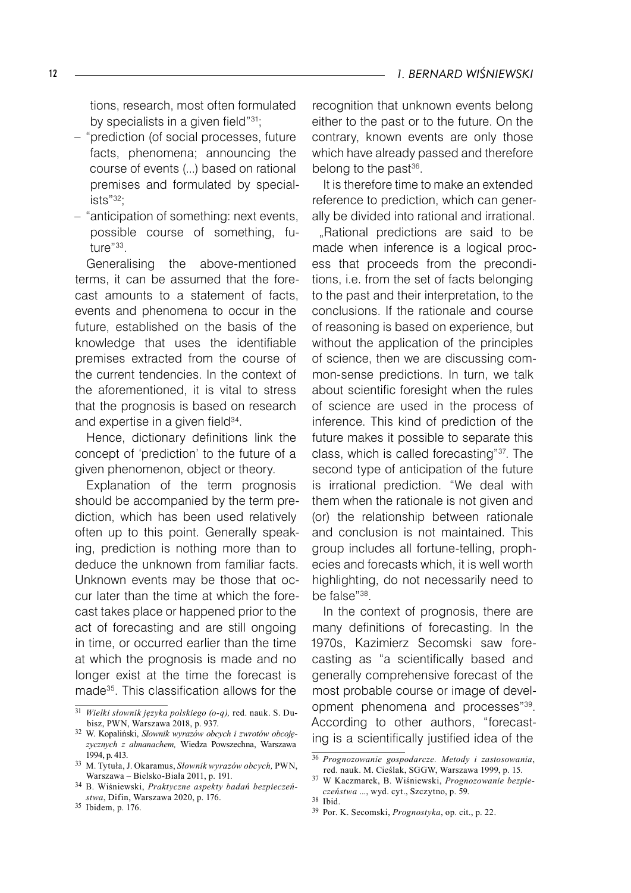tions, research, most often formulated by specialists in a given field"[31];
- "prediction (of social processes, future facts, phenomena; announcing the course of events (...) based on rational premises and formulated by specialists"[32];
- "anticipation of something: next events, possible course of something, future"[33].

Generalising the above-mentioned terms, it can be assumed that the forecast amounts to a statement of facts, events and phenomena to occur in the future, established on the basis of the knowledge that uses the identifiable premises extracted from the course of the current tendencies. In the context of the aforementioned, it is vital to stress that the prognosis is based on research and expertise in a given field[34].

Hence, dictionary definitions link the concept of 'prediction' to the future of a given phenomenon, object or theory.

Explanation of the term prognosis should be accompanied by the term prediction, which has been used relatively often up to this point. Generally speaking, prediction is nothing more than to deduce the unknown from familiar facts. Unknown events may be those that occur later than the time at which the forecast takes place or happened prior to the act of forecasting and are still ongoing in time, or occurred earlier than the time at which the prognosis is made and no longer exist at the time the forecast is made[35]. This classification allows for the recognition that unknown events belong either to the past or to the future. On the contrary, known events are only those which have already passed and therefore belong to the past[36].

It is therefore time to make an extended reference to prediction, which can generally be divided into rational and irrational. „Rational predictions are said to be made when inference is a logical process that proceeds from the preconditions, i.e. from the set of facts belonging to the past and their interpretation, to the conclusions. If the rationale and course of reasoning is based on experience, but without the application of the principles of science, then we are discussing common-sense predictions. In turn, we talk about scientific foresight when the rules of science are used in the process of inference. This kind of prediction of the future makes it possible to separate this class, which is called forecasting"[37]. The second type of anticipation of the future is irrational prediction. "We deal with them when the rationale is not given and (or) the relationship between rationale and conclusion is not maintained. This group includes all fortune-telling, prophecies and forecasts which, it is well worth highlighting, do not necessarily need to be false"[38].

In the context of prognosis, there are many definitions of forecasting. In the 1970s, Kazimierz Secomski saw forecasting as "a scientifically based and generally comprehensive forecast of the most probable course or image of development phenomena and processes"[39]. According to other authors, "forecasting is a scientifically justified idea of the

---

[31] *Wielki słownik języka polskiego (o-q),* red. nauk. S. Dubisz, PWN, Warszawa 2018, p. 937.

[32] W. Kopaliński, *Słownik wyrazów obcych i zwrotów obcojęzycznych z almanachem,* Wiedza Powszechna, Warszawa 1994, p. 413.

[33] M. Tytuła, J. Okaramus, *Słownik wyrazów obcych,* PWN, Warszawa – Bielsko-Biała 2011, p. 191.

[34] B. Wiśniewski, *Praktyczne aspekty badań bezpieczeństwa*, Difin, Warszawa 2020, p. 176.

[35] Ibidem, p. 176.

[36] *Prognozowanie gospodarcze. Metody i zastosowania*, red. nauk. M. Cieślak, SGGW, Warszawa 1999, p. 15.

[37] W Kaczmarek, B. Wiśniewski, *Prognozowanie bezpieczeństwa ...*, wyd. cyt., Szczytno, p. 59.

[38] Ibid.

[39] Por. K. Secomski, *Prognostyka*, op. cit., p. 22.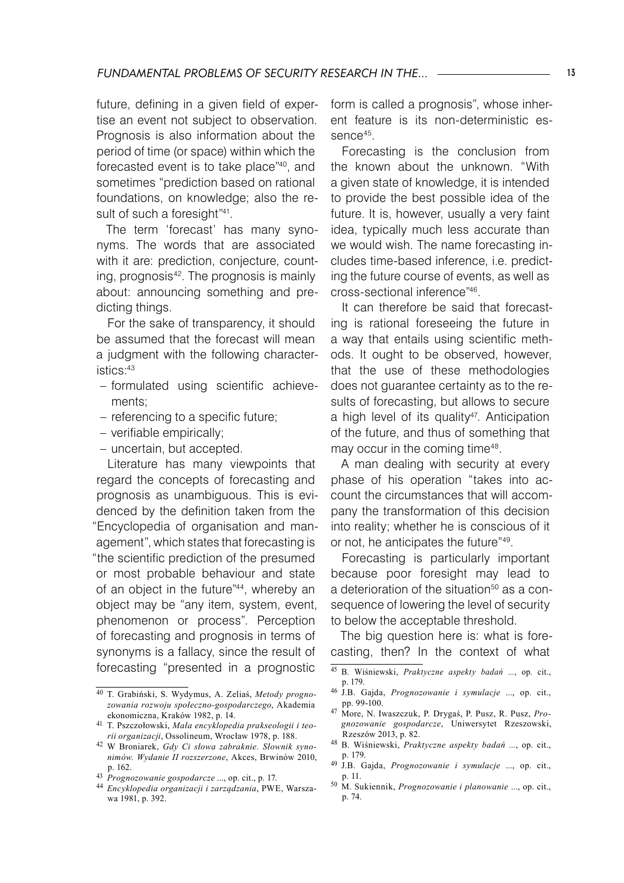future, defining in a given field of expertise an event not subject to observation. Prognosis is also information about the period of time (or space) within which the forecasted event is to take place"[40], and sometimes "prediction based on rational foundations, on knowledge; also the result of such a foresight"[41].

The term 'forecast' has many synonyms. The words that are associated with it are: prediction, conjecture, counting, prognosis[42]. The prognosis is mainly about: announcing something and predicting things.

For the sake of transparency, it should be assumed that the forecast will mean a judgment with the following characteristics:[43]

- formulated using scientific achievements;
- referencing to a specific future;
- verifiable empirically;
- uncertain, but accepted.

Literature has many viewpoints that regard the concepts of forecasting and prognosis as unambiguous. This is evidenced by the definition taken from the "Encyclopedia of organisation and management", which states that forecasting is "the scientific prediction of the presumed or most probable behaviour and state of an object in the future"[44], whereby an object may be "any item, system, event, phenomenon or process". Perception of forecasting and prognosis in terms of synonyms is a fallacy, since the result of forecasting "presented in a prognostic form is called a prognosis", whose inherent feature is its non-deterministic essence[45].

Forecasting is the conclusion from the known about the unknown. "With a given state of knowledge, it is intended to provide the best possible idea of the future. It is, however, usually a very faint idea, typically much less accurate than we would wish. The name forecasting includes time-based inference, i.e. predicting the future course of events, as well as cross-sectional inference"[46].

It can therefore be said that forecasting is rational foreseeing the future in a way that entails using scientific methods. It ought to be observed, however, that the use of these methodologies does not guarantee certainty as to the results of forecasting, but allows to secure a high level of its quality[47]. Anticipation of the future, and thus of something that may occur in the coming time[48].

A man dealing with security at every phase of his operation "takes into account the circumstances that will accompany the transformation of this decision into reality; whether he is conscious of it or not, he anticipates the future"[49].

Forecasting is particularly important because poor foresight may lead to a deterioration of the situation[50] as a consequence of lowering the level of security to below the acceptable threshold.

The big question here is: what is forecasting, then? In the context of what

---

[40] T. Grabiński, S. Wydymus, A. Zeliaś, *Metody prognozowania rozwoju społeczno-gospodarczego*, Akademia ekonomiczna, Kraków 1982, p. 14.

[41] T. Pszczołowski, *Mała encyklopedia prakseologii i teorii organizacji*, Ossolineum, Wrocław 1978, p. 188.

[42] W Broniarek, *Gdy Ci słowa zabraknie. Słownik synonimów. Wydanie II rozszerzone*, Akces, Brwinów 2010, p. 162.

[43] *Prognozowanie gospodarcze* ..., op. cit., p. 17.

[44] *Encyklopedia organizacji i zarządzania*, PWE, Warszawa 1981, p. 392.

[45] B. Wiśniewski, *Praktyczne aspekty badań* ..., op. cit., p. 179.

[46] J.B. Gajda, *Prognozowanie i symulacje* ..., op. cit., pp. 99-100.

[47] More, N. Iwaszczuk, P. Drygaś, P. Pusz, R. Pusz, *Prognozowanie gospodarcze*, Uniwersytet Rzeszowski, Rzeszów 2013, p. 82.

[48] B. Wiśniewski, *Praktyczne aspekty badań* ..., op. cit., p. 179.

[49] J.B. Gajda, *Prognozowanie i symulacje* ..., op. cit., p. 11.

[50] M. Sukiennik, *Prognozowanie i planowanie* ..., op. cit., p. 74.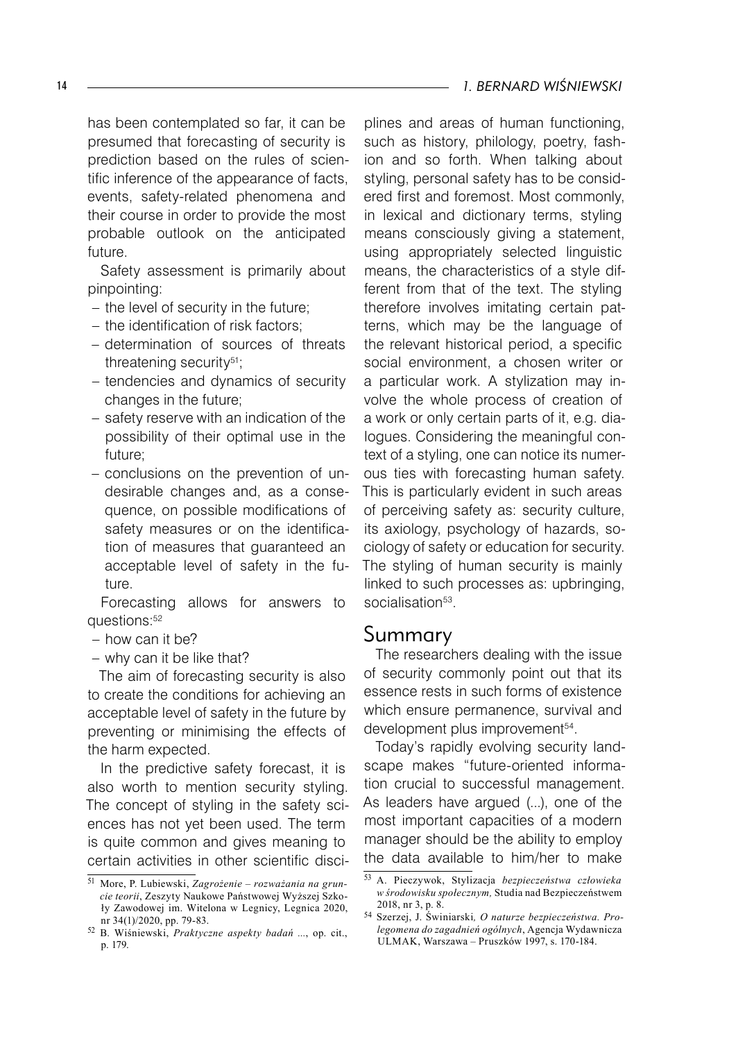has been contemplated so far, it can be presumed that forecasting of security is prediction based on the rules of scientific inference of the appearance of facts, events, safety-related phenomena and their course in order to provide the most probable outlook on the anticipated future.

Safety assessment is primarily about pinpointing:

- the level of security in the future;
- the identification of risk factors;
- determination of sources of threats threatening security[51];
- tendencies and dynamics of security changes in the future;
- safety reserve with an indication of the possibility of their optimal use in the future;
- conclusions on the prevention of undesirable changes and, as a consequence, on possible modifications of safety measures or on the identification of measures that guaranteed an acceptable level of safety in the future.

Forecasting allows for answers to questions:[52]

- how can it be?
- why can it be like that?

The aim of forecasting security is also to create the conditions for achieving an acceptable level of safety in the future by preventing or minimising the effects of the harm expected.

In the predictive safety forecast, it is also worth to mention security styling. The concept of styling in the safety sciences has not yet been used. The term is quite common and gives meaning to certain activities in other scientific disciplines and areas of human functioning, such as history, philology, poetry, fashion and so forth. When talking about styling, personal safety has to be considered first and foremost. Most commonly, in lexical and dictionary terms, styling means consciously giving a statement, using appropriately selected linguistic means, the characteristics of a style different from that of the text. The styling therefore involves imitating certain patterns, which may be the language of the relevant historical period, a specific social environment, a chosen writer or a particular work. A stylization may involve the whole process of creation of a work or only certain parts of it, e.g. dialogues. Considering the meaningful context of a styling, one can notice its numerous ties with forecasting human safety. This is particularly evident in such areas of perceiving safety as: security culture, its axiology, psychology of hazards, sociology of safety or education for security. The styling of human security is mainly linked to such processes as: upbringing, socialisation[53].

## Summary

The researchers dealing with the issue of security commonly point out that its essence rests in such forms of existence which ensure permanence, survival and development plus improvement[54].

Today's rapidly evolving security landscape makes "future-oriented information crucial to successful management. As leaders have argued (...), one of the most important capacities of a modern manager should be the ability to employ the data available to him/her to make

---

[51] More, P. Lubiewski, *Zagrożenie – rozważania na gruncie teorii*, Zeszyty Naukowe Państwowej Wyższej Szkoły Zawodowej im. Witelona w Legnicy, Legnica 2020, nr 34(1)/2020, pp. 79-83.

[52] B. Wiśniewski, *Praktyczne aspekty badań ...*, op. cit., p. 179.

[53] A. Pieczywok, Stylizacja *bezpieczeństwa człowieka w środowisku społecznym,* Studia nad Bezpieczeństwem 2018, nr 3, p. 8.

[54] Szerzej, J. Świniarski*, O naturze bezpieczeństwa. Prolegomena do zagadnień ogólnych*, Agencja Wydawnicza ULMAK, Warszawa – Pruszków 1997, s. 170-184.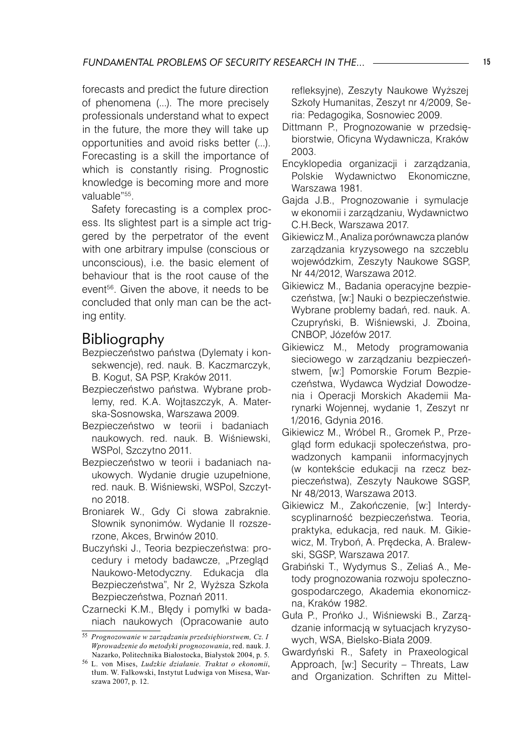forecasts and predict the future direction of phenomena (...). The more precisely professionals understand what to expect in the future, the more they will take up opportunities and avoid risks better (...). Forecasting is a skill the importance of which is constantly rising. Prognostic knowledge is becoming more and more valuable"[55].

Safety forecasting is a complex process. Its slightest part is a simple act triggered by the perpetrator of the event with one arbitrary impulse (conscious or unconscious), i.e. the basic element of behaviour that is the root cause of the event[56]. Given the above, it needs to be concluded that only man can be the acting entity.

## Bibliography

Bezpieczeństwo państwa (Dylematy i konsekwencje), red. nauk. B. Kaczmarczyk, B. Kogut, SA PSP, Kraków 2011.

Bezpieczeństwo państwa. Wybrane problemy, red. K.A. Wojtaszczyk, A. Materska-Sosnowska, Warszawa 2009.

Bezpieczeństwo w teorii i badaniach naukowych. red. nauk. B. Wiśniewski, WSPol, Szczytno 2011.

Bezpieczeństwo w teorii i badaniach naukowych. Wydanie drugie uzupełnione, red. nauk. B. Wiśniewski, WSPol, Szczytno 2018.

Broniarek W., Gdy Ci słowa zabraknie. Słownik synonimów. Wydanie II rozszerzone, Akces, Brwinów 2010.

Buczyński J., Teoria bezpieczeństwa: procedury i metody badawcze, „Przegląd Naukowo-Metodyczny. Edukacja dla Bezpieczeństwa", Nr 2, Wyższa Szkoła Bezpieczeństwa, Poznań 2011.

Czarnecki K.M., Błędy i pomyłki w badaniach naukowych (Opracowanie auto refleksyjne), Zeszyty Naukowe Wyższej Szkoły Humanitas, Zeszyt nr 4/2009, Seria: Pedagogika, Sosnowiec 2009.

Dittmann P., Prognozowanie w przedsiębiorstwie, Oficyna Wydawnicza, Kraków 2003.

Encyklopedia organizacji i zarządzania, Polskie Wydawnictwo Ekonomiczne, Warszawa 1981.

Gajda J.B., Prognozowanie i symulacje w ekonomii i zarządzaniu, Wydawnictwo C.H.Beck, Warszawa 2017.

Gikiewicz M., Analiza porównawcza planów zarządzania kryzysowego na szczeblu wojewódzkim, Zeszyty Naukowe SGSP, Nr 44/2012, Warszawa 2012.

Gikiewicz M., Badania operacyjne bezpieczeństwa, [w:] Nauki o bezpieczeństwie. Wybrane problemy badań, red. nauk. A. Czupryński, B. Wiśniewski, J. Zboina, CNBOP, Józefów 2017.

Gikiewicz M., Metody programowania sieciowego w zarządzaniu bezpieczeństwem, [w:] Pomorskie Forum Bezpieczeństwa, Wydawca Wydział Dowodzenia i Operacji Morskich Akademii Marynarki Wojennej, wydanie 1, Zeszyt nr 1/2016, Gdynia 2016.

Gikiewicz M., Wróbel R., Gromek P., Przegląd form edukacji społeczeństwa, prowadzonych kampanii informacyjnych (w kontekście edukacji na rzecz bezpieczeństwa), Zeszyty Naukowe SGSP, Nr 48/2013, Warszawa 2013.

Gikiewicz M., Zakończenie, [w:] Interdyscyplinarność bezpieczeństwa. Teoria, praktyka, edukacja, red nauk. M. Gikiewicz, M. Tryboń, A. Prędecka, A. Bralewski, SGSP, Warszawa 2017.

Grabiński T., Wydymus S., Zeliaś A., Metody prognozowania rozwoju społeczno-gospodarczego, Akademia ekonomiczna, Kraków 1982.

Guła P., Prońko J., Wiśniewski B., Zarządzanie informacją w sytuacjach kryzysowych, WSA, Bielsko-Biała 2009.

Gwardyński R., Safety in Praxeological Approach, [w:] Security – Threats, Law and Organization. Schriften zu Mittel-

---

[55] *Prognozowanie w zarządzaniu przedsiębiorstwem, Cz. I Wprowadzenie do metodyki prognozowania*, red. nauk. J. Nazarko, Politechnika Białostocka, Białystok 2004, p. 5.

[56] L. von Mises, *Ludzkie działanie. Traktat o ekonomii*, tłum. W. Falkowski, Instytut Ludwiga von Misesa, Warszawa 2007, p. 12.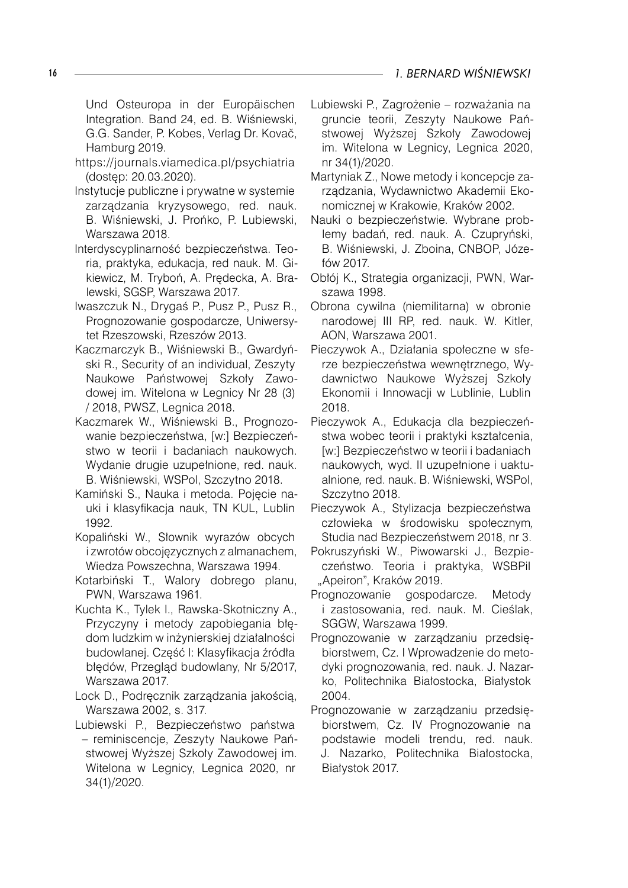Und Osteuropa in der Europäischen Integration. Band 24, ed. B. Wiśniewski, G.G. Sander, P. Kobes, Verlag Dr. Kovač, Hamburg 2019.

https://journals.viamedica.pl/psychiatria (dostęp: 20.03.2020).

Instytucje publiczne i prywatne w systemie zarządzania kryzysowego, red. nauk. B. Wiśniewski, J. Prońko, P. Lubiewski, Warszawa 2018.

Interdyscyplinarność bezpieczeństwa. Teoria, praktyka, edukacja, red nauk. M. Gikiewicz, M. Tryboń, A. Prędecka, A. Bralewski, SGSP, Warszawa 2017.

Iwaszczuk N., Drygaś P., Pusz P., Pusz R., Prognozowanie gospodarcze, Uniwersytet Rzeszowski, Rzeszów 2013.

Kaczmarczyk B., Wiśniewski B., Gwardyński R., Security of an individual, Zeszyty Naukowe Państwowej Szkoły Zawodowej im. Witelona w Legnicy Nr 28 (3) / 2018, PWSZ, Legnica 2018.

Kaczmarek W., Wiśniewski B., Prognozowanie bezpieczeństwa, [w:] Bezpieczeństwo w teorii i badaniach naukowych. Wydanie drugie uzupełnione, red. nauk. B. Wiśniewski, WSPol, Szczytno 2018.

Kamiński S., Nauka i metoda. Pojęcie nauki i klasyfikacja nauk, TN KUL, Lublin 1992.

Kopaliński W., Słownik wyrazów obcych i zwrotów obcojęzycznych z almanachem, Wiedza Powszechna, Warszawa 1994.

Kotarbiński T., Walory dobrego planu, PWN, Warszawa 1961.

Kuchta K., Tylek I., Rawska-Skotniczny A., Przyczyny i metody zapobiegania błędom ludzkim w inżynierskiej działalności budowlanej. Część I: Klasyfikacja źródła błędów, Przegląd budowlany, Nr 5/2017, Warszawa 2017.

Lock D., Podręcznik zarządzania jakością, Warszawa 2002, s. 317.

Lubiewski P., Bezpieczeństwo państwa – reminiscencje, Zeszyty Naukowe Państwowej Wyższej Szkoły Zawodowej im. Witelona w Legnicy, Legnica 2020, nr 34(1)/2020.

Lubiewski P., Zagrożenie – rozważania na gruncie teorii, Zeszyty Naukowe Państwowej Wyższej Szkoły Zawodowej im. Witelona w Legnicy, Legnica 2020, nr 34(1)/2020.

Martyniak Z., Nowe metody i koncepcje zarządzania, Wydawnictwo Akademii Ekonomicznej w Krakowie, Kraków 2002.

Nauki o bezpieczeństwie. Wybrane problemy badań, red. nauk. A. Czupryński, B. Wiśniewski, J. Zboina, CNBOP, Józefów 2017.

Obłój K., Strategia organizacji, PWN, Warszawa 1998.

Obrona cywilna (niemilitarna) w obronie narodowej III RP, red. nauk. W. Kitler, AON, Warszawa 2001.

Pieczywok A., Działania społeczne w sferze bezpieczeństwa wewnętrznego, Wydawnictwo Naukowe Wyższej Szkoły Ekonomii i Innowacji w Lublinie, Lublin 2018.

Pieczywok A., Edukacja dla bezpieczeństwa wobec teorii i praktyki kształcenia, [w:] Bezpieczeństwo w teorii i badaniach naukowych*,* wyd. II uzupełnione i uaktualnione*,* red. nauk. B. Wiśniewski, WSPol, Szczytno 2018.

Pieczywok A., Stylizacja bezpieczeństwa człowieka w środowisku społecznym*,* Studia nad Bezpieczeństwem 2018, nr 3.

Pokruszyński W., Piwowarski J., Bezpieczeństwo. Teoria i praktyka, WSBPiI „Apeiron", Kraków 2019.

Prognozowanie gospodarcze. Metody i zastosowania, red. nauk. M. Cieślak, SGGW, Warszawa 1999.

Prognozowanie w zarządzaniu przedsiębiorstwem, Cz. I Wprowadzenie do metodyki prognozowania, red. nauk. J. Nazarko, Politechnika Białostocka, Białystok 2004.

Prognozowanie w zarządzaniu przedsiębiorstwem, Cz. IV Prognozowanie na podstawie modeli trendu, red. nauk. J. Nazarko, Politechnika Białostocka, Białystok 2017.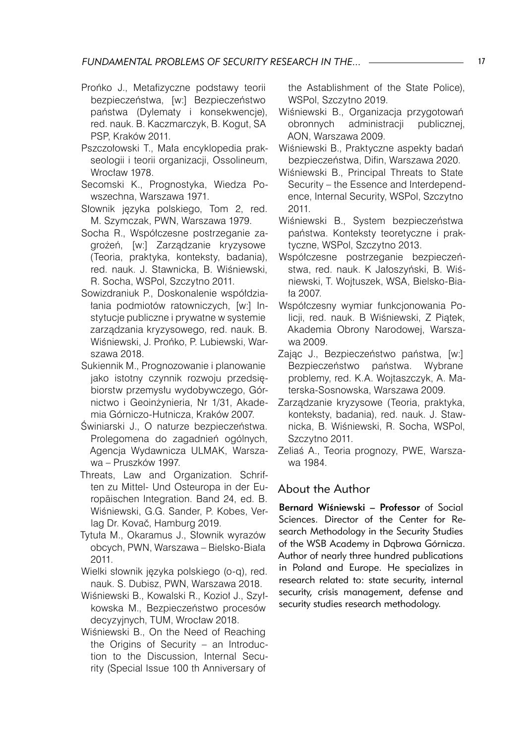Prońko J., Metafizyczne podstawy teorii bezpieczeństwa, [w:] Bezpieczeństwo państwa (Dylematy i konsekwencje), red. nauk. B. Kaczmarczyk, B. Kogut, SA PSP, Kraków 2011.

Pszczołowski T., Mała encyklopedia prakseologii i teorii organizacji, Ossolineum, Wrocław 1978.

Secomski K., Prognostyka, Wiedza Powszechna, Warszawa 1971.

Słownik języka polskiego, Tom 2, red. M. Szymczak, PWN, Warszawa 1979.

Socha R., Współczesne postrzeganie zagrożeń, [w:] Zarządzanie kryzysowe (Teoria, praktyka, konteksty, badania), red. nauk. J. Stawnicka, B. Wiśniewski, R. Socha, WSPol, Szczytno 2011.

Sowizdraniuk P., Doskonalenie współdziałania podmiotów ratowniczych, [w:] Instytucje publiczne i prywatne w systemie zarządzania kryzysowego, red. nauk. B. Wiśniewski, J. Prońko, P. Lubiewski, Warszawa 2018.

Sukiennik M., Prognozowanie i planowanie jako istotny czynnik rozwoju przedsiębiorstw przemysłu wydobywczego, Górnictwo i Geoinżynieria, Nr 1/31, Akademia Górniczo-Hutnicza, Kraków 2007.

Świniarski J., O naturze bezpieczeństwa. Prolegomena do zagadnień ogólnych, Agencja Wydawnicza ULMAK, Warszawa – Pruszków 1997.

Threats, Law and Organization. Schriften zu Mittel- Und Osteuropa in der Europäischen Integration. Band 24, ed. B. Wiśniewski, G.G. Sander, P. Kobes, Verlag Dr. Kovač, Hamburg 2019.

Tytuła M., Okaramus J., Słownik wyrazów obcych, PWN, Warszawa – Bielsko-Biała 2011.

Wielki słownik języka polskiego (o-q), red. nauk. S. Dubisz, PWN, Warszawa 2018.

Wiśniewski B., Kowalski R., Kozioł J., Szyłkowska M., Bezpieczeństwo procesów decyzyjnych, TUM, Wrocław 2018.

Wiśniewski B., On the Need of Reaching the Origins of Security – an Introduction to the Discussion, Internal Security (Special Issue 100 th Anniversary of the Astablishment of the State Police), WSPol, Szczytno 2019.

Wiśniewski B., Organizacja przygotowań obronnych administracji publicznej, AON, Warszawa 2009.

Wiśniewski B., Praktyczne aspekty badań bezpieczeństwa, Difin, Warszawa 2020.

Wiśniewski B., Principal Threats to State Security – the Essence and Interdependence, Internal Security, WSPol, Szczytno 2011.

Wiśniewski B., System bezpieczeństwa państwa. Konteksty teoretyczne i praktyczne, WSPol, Szczytno 2013.

Współczesne postrzeganie bezpieczeństwa, red. nauk. K Jałoszyński, B. Wiśniewski, T. Wojtuszek, WSA, Bielsko-Biała 2007.

Współczesny wymiar funkcjonowania Policji, red. nauk. B Wiśniewski, Z Piątek, Akademia Obrony Narodowej, Warszawa 2009.

Zając J., Bezpieczeństwo państwa, [w:] Bezpieczeństwo państwa. Wybrane problemy, red. K.A. Wojtaszczyk, A. Materska-Sosnowska, Warszawa 2009.

Zarządzanie kryzysowe (Teoria, praktyka, konteksty, badania), red. nauk. J. Stawnicka, B. Wiśniewski, R. Socha, WSPol, Szczytno 2011.

Zeliaś A., Teoria prognozy, PWE, Warszawa 1984.

## About the Author

**Bernard Wiśniewski – Professor** of Social Sciences. Director of the Center for Research Methodology in the Security Studies of the WSB Academy in Dąbrowa Górnicza. Author of nearly three hundred publications in Poland and Europe. He specializes in research related to: state security, internal security, crisis management, defense and security studies research methodology.